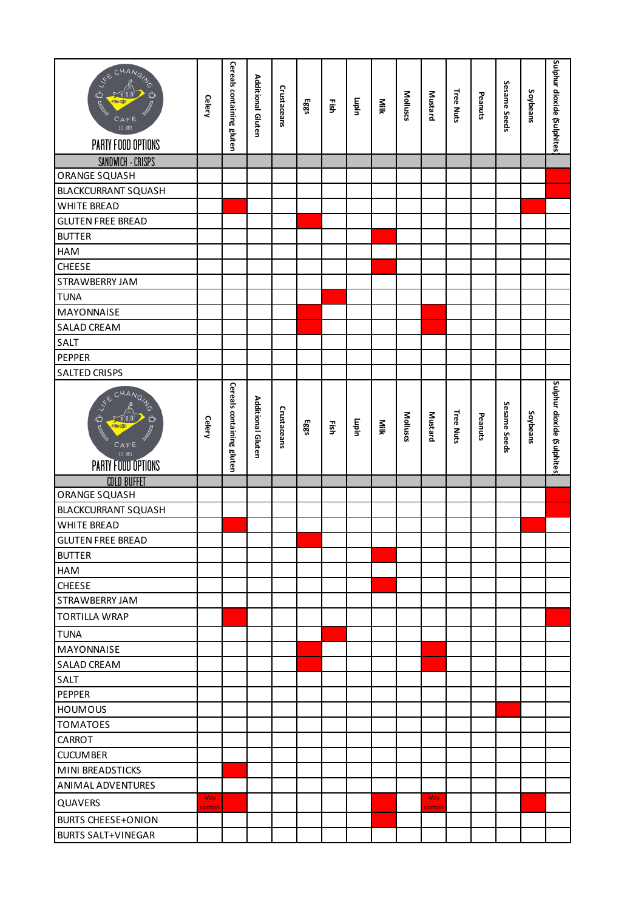## PARTY FOOD OPTIONS

### SANDWICH + CRISPS

| SANDWICH + CRISPS | Celery | Cereals containing gluten | Additional Gluten | Crustaceans | Eggs | Fish | Lupin | Milk | Molluscs | Mustard | Tree Nuts | Peanuts | Sesame Seeds | Soybeans | Sulphur dioxide (Sulphites) |
|---|---|---|---|---|---|---|---|---|---|---|---|---|---|---|---|
| ORANGE SQUASH | | | | | | | | | | | | | | | X |
| BLACKCURRANT SQUASH | | | | | | | | | | | | | | | X |
| WHITE BREAD | | X | | | | | | | | | | | | X | |
| GLUTEN FREE BREAD | | | | | X | | | | | | | | | | |
| BUTTER | | | | | | | | X | | | | | | | |
| HAM | | | | | | | | | | | | | | | |
| CHEESE | | | | | | | | X | | | | | | | |
| STRAWBERRY JAM | | | | | | | | | | | | | | | |
| TUNA | | | | | | X | | | | | | | | | |
| MAYONNAISE | | | | | X | | | | | X | | | | | |
| SALAD CREAM | | | | | X | | | | | X | | | | | |
| SALT | | | | | | | | | | | | | | | |
| PEPPER | | | | | | | | | | | | | | | |
| SALTED CRISPS | | | | | | | | | | | | | | | |

## PARTY FOOD OPTIONS

### COLD BUFFET

| COLD BUFFET | Celery | Cereals containing gluten | Additional Gluten | Crustaceans | Eggs | Fish | Lupin | Milk | Molluscs | Mustard | Tree Nuts | Peanuts | Sesame Seeds | Soybeans | Sulphur dioxide (Sulphites) |
|---|---|---|---|---|---|---|---|---|---|---|---|---|---|---|---|
| ORANGE SQUASH | | | | | | | | | | | | | | | X |
| BLACKCURRANT SQUASH | | | | | | | | | | | | | | | X |
| WHITE BREAD | | X | | | | | | | | | | | | X | |
| GLUTEN FREE BREAD | | | | | X | | | | | | | | | | |
| BUTTER | | | | | | | | X | | | | | | | |
| HAM | | | | | | | | | | | | | | | |
| CHEESE | | | | | | | | X | | | | | | | |
| STRAWBERRY JAM | | | | | | | | | | | | | | | |
| TORTILLA WRAP | | X | | | | | | | | | | | | | X |
| TUNA | | | | | | X | | | | | | | | | |
| MAYONNAISE | | | | | X | | | | | X | | | | | |
| SALAD CREAM | | | | | X | | | | | X | | | | | |
| SALT | | | | | | | | | | | | | | | |
| PEPPER | | | | | | | | | | | | | | | |
| HOUMOUS | | | | | | | | | | | | | X | | |
| TOMATOES | | | | | | | | | | | | | | | |
| CARROT | | | | | | | | | | | | | | | |
| CUCUMBER | | | | | | | | | | | | | | | |
| MINI BREADSTICKS | | X | | | | | | | | | | | | | |
| ANIMAL ADVENTURES | | | | | | | | | | | | | | | |
| QUAVERS | May contain | X | | | | | | X | | May contain | | | | X | |
| BURTS CHEESE+ONION | | | | | | | | X | | | | | | | |
| BURTS SALT+VINEGAR | | | | | | | | | | | | | | | |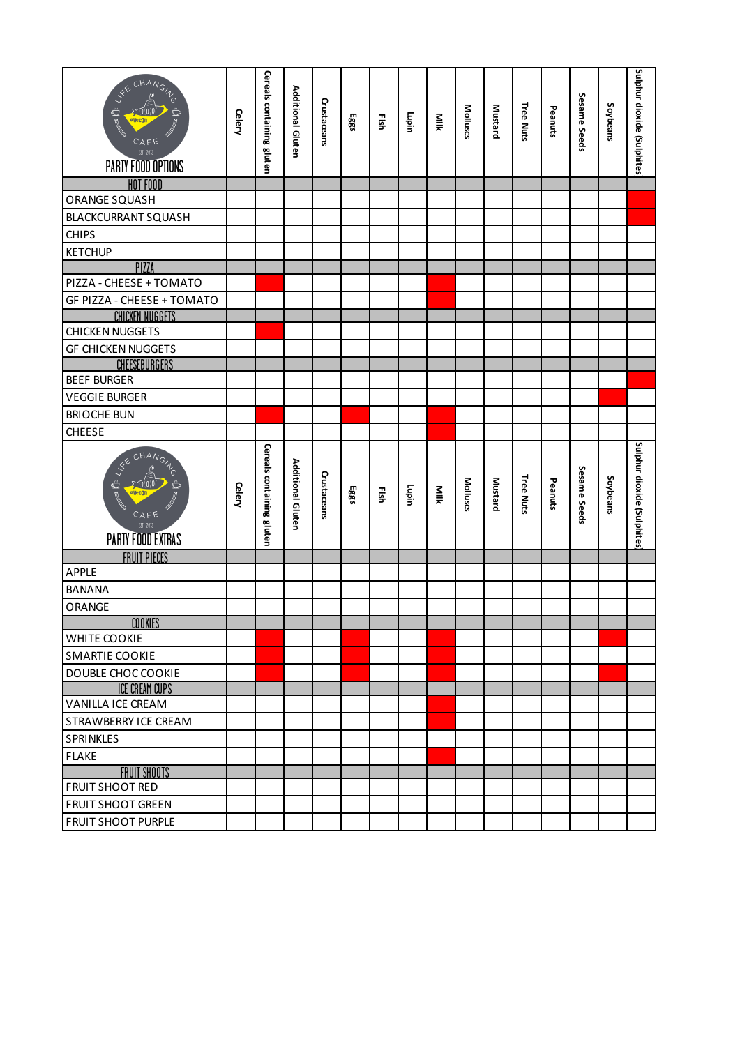| PARTY FOOD OPTIONS | Celery | Cereals containing gluten | Additional Gluten | Crustaceans | Eggs | Fish | Lupin | Milk | Molluscs | Mustard | Tree Nuts | Peanuts | Sesame Seeds | Soybeans | Sulphur dioxide (Sulphites) |
|---|---|---|---|---|---|---|---|---|---|---|---|---|---|---|---|
| **HOT FOOD** | | | | | | | | | | | | | | | |
| ORANGE SQUASH | | | | | | | | | | | | | | | X |
| BLACKCURRANT SQUASH | | | | | | | | | | | | | | | X |
| CHIPS | | | | | | | | | | | | | | | |
| KETCHUP | | | | | | | | | | | | | | | |
| **PIZZA** | | | | | | | | | | | | | | | |
| PIZZA - CHEESE + TOMATO | | X | | | | | | X | | | | | | | |
| GF PIZZA - CHEESE + TOMATO | | | | | | | | X | | | | | | | |
| **CHICKEN NUGGETS** | | | | | | | | | | | | | | | |
| CHICKEN NUGGETS | | X | | | | | | | | | | | | | |
| GF CHICKEN NUGGETS | | | | | | | | | | | | | | | |
| **CHEESEBURGERS** | | | | | | | | | | | | | | | |
| BEEF BURGER | | | | | | | | | | | | | | | X |
| VEGGIE BURGER | | | | | | | | | | | | | | X | |
| BRIOCHE BUN | | X | | | X | | | X | | | | | | | |
| CHEESE | | | | | | | | X | | | | | | | |

| PARTY FOOD EXTRAS | Celery | Cereals containing gluten | Additional Gluten | Crustaceans | Eggs | Fish | Lupin | Milk | Molluscs | Mustard | Tree Nuts | Peanuts | Sesame Seeds | Soybeans | Sulphur dioxide (Sulphites) |
|---|---|---|---|---|---|---|---|---|---|---|---|---|---|---|---|
| **FRUIT PIECES** | | | | | | | | | | | | | | | |
| APPLE | | | | | | | | | | | | | | | |
| BANANA | | | | | | | | | | | | | | | |
| ORANGE | | | | | | | | | | | | | | | |
| **COOKIES** | | | | | | | | | | | | | | | |
| WHITE COOKIE | | X | | | X | | | X | | | | | | X | |
| SMARTIE COOKIE | | X | | | X | | | X | | | | | | | |
| DOUBLE CHOC COOKIE | | X | | | X | | | X | | | | | | X | |
| **ICE CREAM CUPS** | | | | | | | | | | | | | | | |
| VANILLA ICE CREAM | | | | | | | | X | | | | | | | |
| STRAWBERRY ICE CREAM | | | | | | | | X | | | | | | | |
| SPRINKLES | | | | | | | | | | | | | | | |
| FLAKE | | | | | | | | X | | | | | | | |
| **FRUIT SHOOTS** | | | | | | | | | | | | | | | |
| FRUIT SHOOT RED | | | | | | | | | | | | | | | |
| FRUIT SHOOT GREEN | | | | | | | | | | | | | | | |
| FRUIT SHOOT PURPLE | | | | | | | | | | | | | | | |